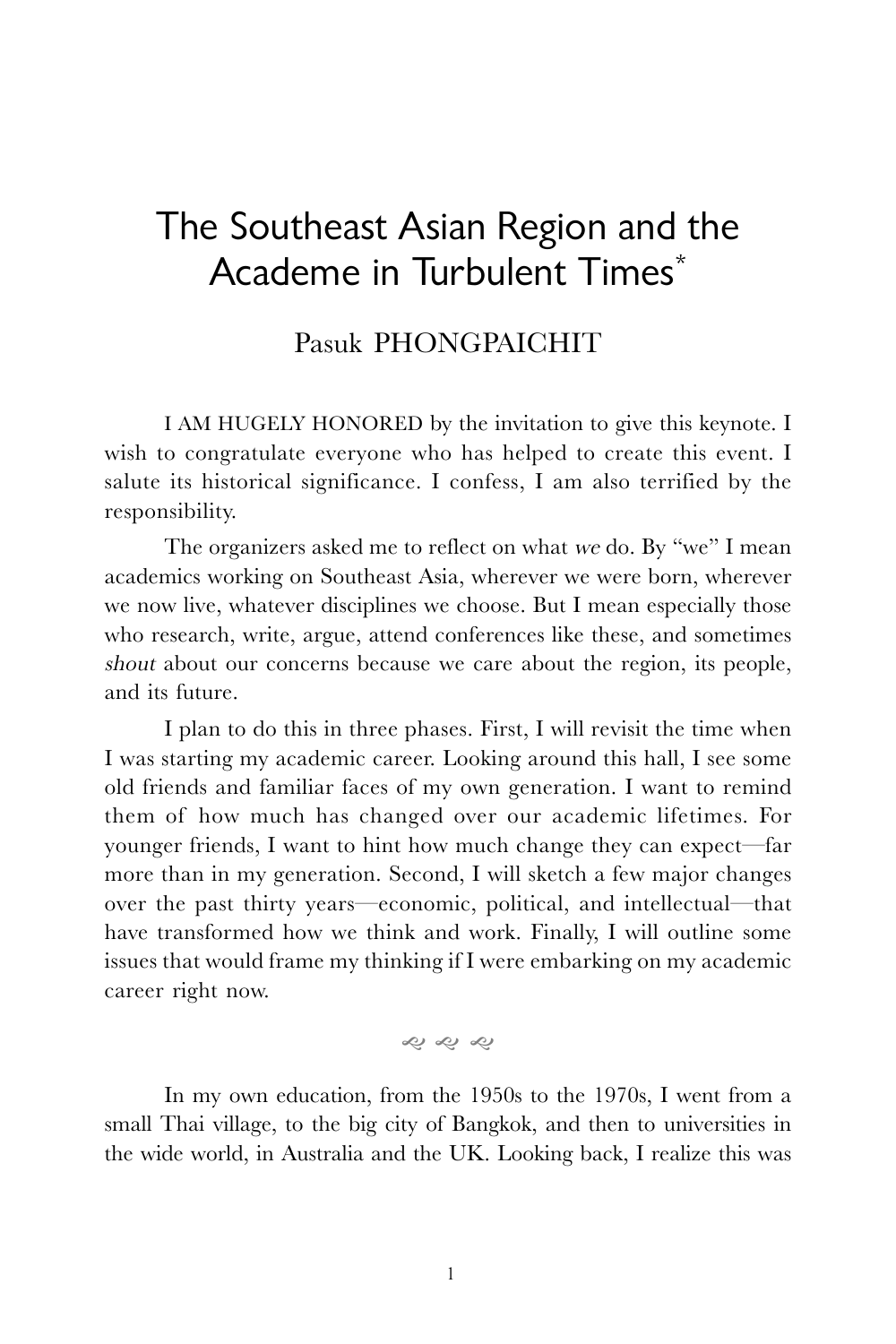# The Southeast Asian Region and the Academe in Turbulent Times*

Pasuk PHONGPAICHIT

I AM HUGELY HONORED by the invitation to give this keynote. I wish to congratulate everyone who has helped to create this event. I salute its historical significance. I confess, I am also terrified by the responsibility.

The organizers asked me to reflect on what *we* do. By "we" I mean academics working on Southeast Asia, wherever we were born, wherever we now live, whatever disciplines we choose. But I mean especially those who research, write, argue, attend conferences like these, and sometimes *shout* about our concerns because we care about the region, its people, and its future.

I plan to do this in three phases. First, I will revisit the time when I was starting my academic career. Looking around this hall, I see some old friends and familiar faces of my own generation. I want to remind them of how much has changed over our academic lifetimes. For younger friends, I want to hint how much change they can expect—far more than in my generation. Second, I will sketch a few major changes over the past thirty years—economic, political, and intellectual—that have transformed how we think and work. Finally, I will outline some issues that would frame my thinking if I were embarking on my academic career right now.

~ ~ ~

In my own education, from the 1950s to the 1970s, I went from a small Thai village, to the big city of Bangkok, and then to universities in the wide world, in Australia and the UK. Looking back, I realize this was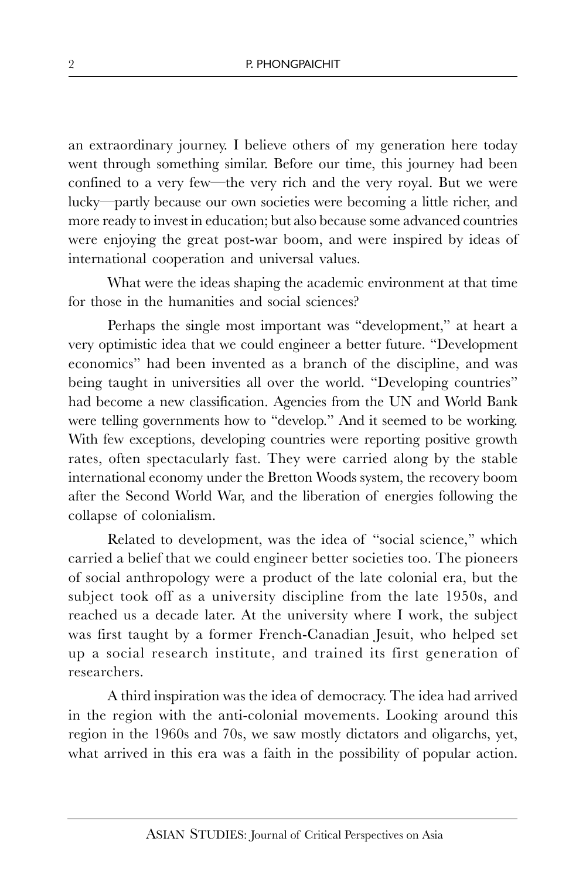an extraordinary journey. I believe others of my generation here today went through something similar. Before our time, this journey had been confined to a very few—the very rich and the very royal. But we were lucky—partly because our own societies were becoming a little richer, and more ready to invest in education; but also because some advanced countries were enjoying the great post-war boom, and were inspired by ideas of international cooperation and universal values.

What were the ideas shaping the academic environment at that time for those in the humanities and social sciences?

Perhaps the single most important was "development," at heart a very optimistic idea that we could engineer a better future. "Development economics" had been invented as a branch of the discipline, and was being taught in universities all over the world. "Developing countries" had become a new classification. Agencies from the UN and World Bank were telling governments how to "develop." And it seemed to be working. With few exceptions, developing countries were reporting positive growth rates, often spectacularly fast. They were carried along by the stable international economy under the Bretton Woods system, the recovery boom after the Second World War, and the liberation of energies following the collapse of colonialism.

Related to development, was the idea of "social science," which carried a belief that we could engineer better societies too. The pioneers of social anthropology were a product of the late colonial era, but the subject took off as a university discipline from the late 1950s, and reached us a decade later. At the university where I work, the subject was first taught by a former French-Canadian Jesuit, who helped set up a social research institute, and trained its first generation of researchers.

A third inspiration was the idea of democracy. The idea had arrived in the region with the anti-colonial movements. Looking around this region in the 1960s and 70s, we saw mostly dictators and oligarchs, yet, what arrived in this era was a faith in the possibility of popular action.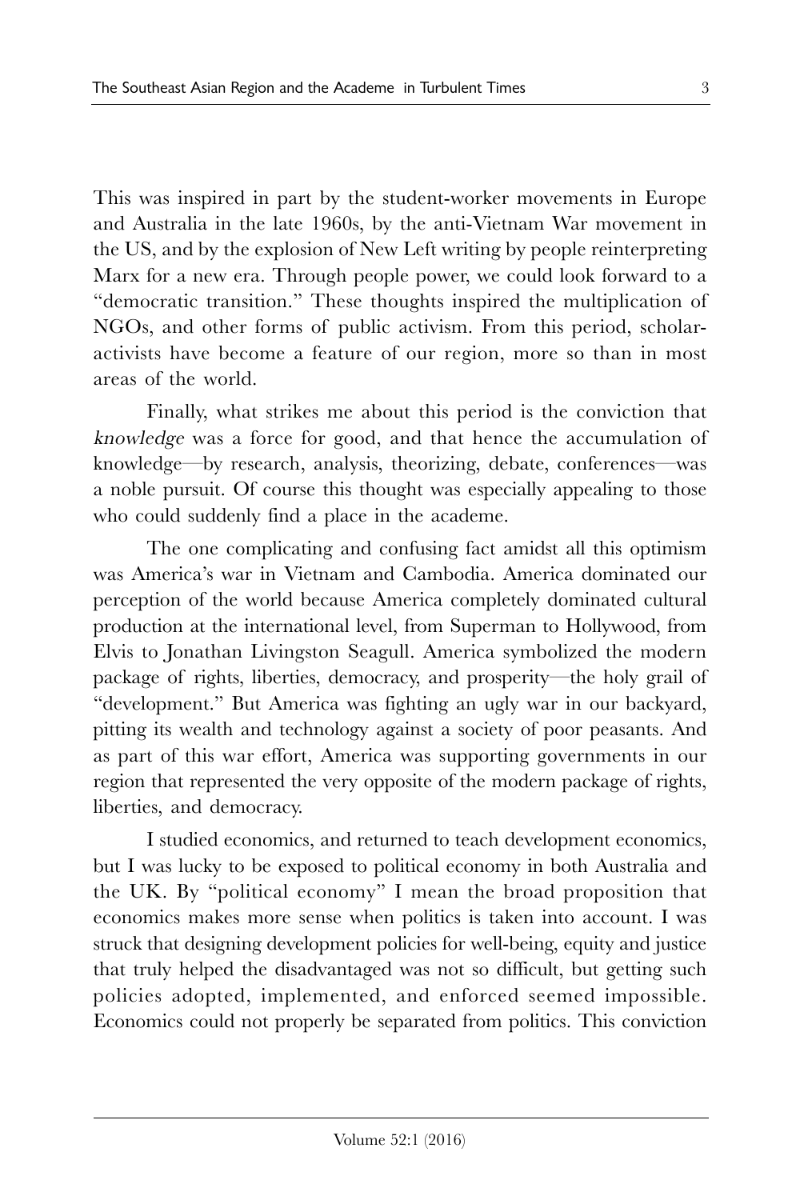This was inspired in part by the student-worker movements in Europe and Australia in the late 1960s, by the anti-Vietnam War movement in the US, and by the explosion of New Left writing by people reinterpreting Marx for a new era. Through people power, we could look forward to a "democratic transition." These thoughts inspired the multiplication of NGOs, and other forms of public activism. From this period, scholar-activists have become a feature of our region, more so than in most areas of the world.

Finally, what strikes me about this period is the conviction that *knowledge* was a force for good, and that hence the accumulation of knowledge—by research, analysis, theorizing, debate, conferences—was a noble pursuit. Of course this thought was especially appealing to those who could suddenly find a place in the academe.

The one complicating and confusing fact amidst all this optimism was America's war in Vietnam and Cambodia. America dominated our perception of the world because America completely dominated cultural production at the international level, from Superman to Hollywood, from Elvis to Jonathan Livingston Seagull. America symbolized the modern package of rights, liberties, democracy, and prosperity—the holy grail of "development." But America was fighting an ugly war in our backyard, pitting its wealth and technology against a society of poor peasants. And as part of this war effort, America was supporting governments in our region that represented the very opposite of the modern package of rights, liberties, and democracy.

I studied economics, and returned to teach development economics, but I was lucky to be exposed to political economy in both Australia and the UK. By "political economy" I mean the broad proposition that economics makes more sense when politics is taken into account. I was struck that designing development policies for well-being, equity and justice that truly helped the disadvantaged was not so difficult, but getting such policies adopted, implemented, and enforced seemed impossible. Economics could not properly be separated from politics. This conviction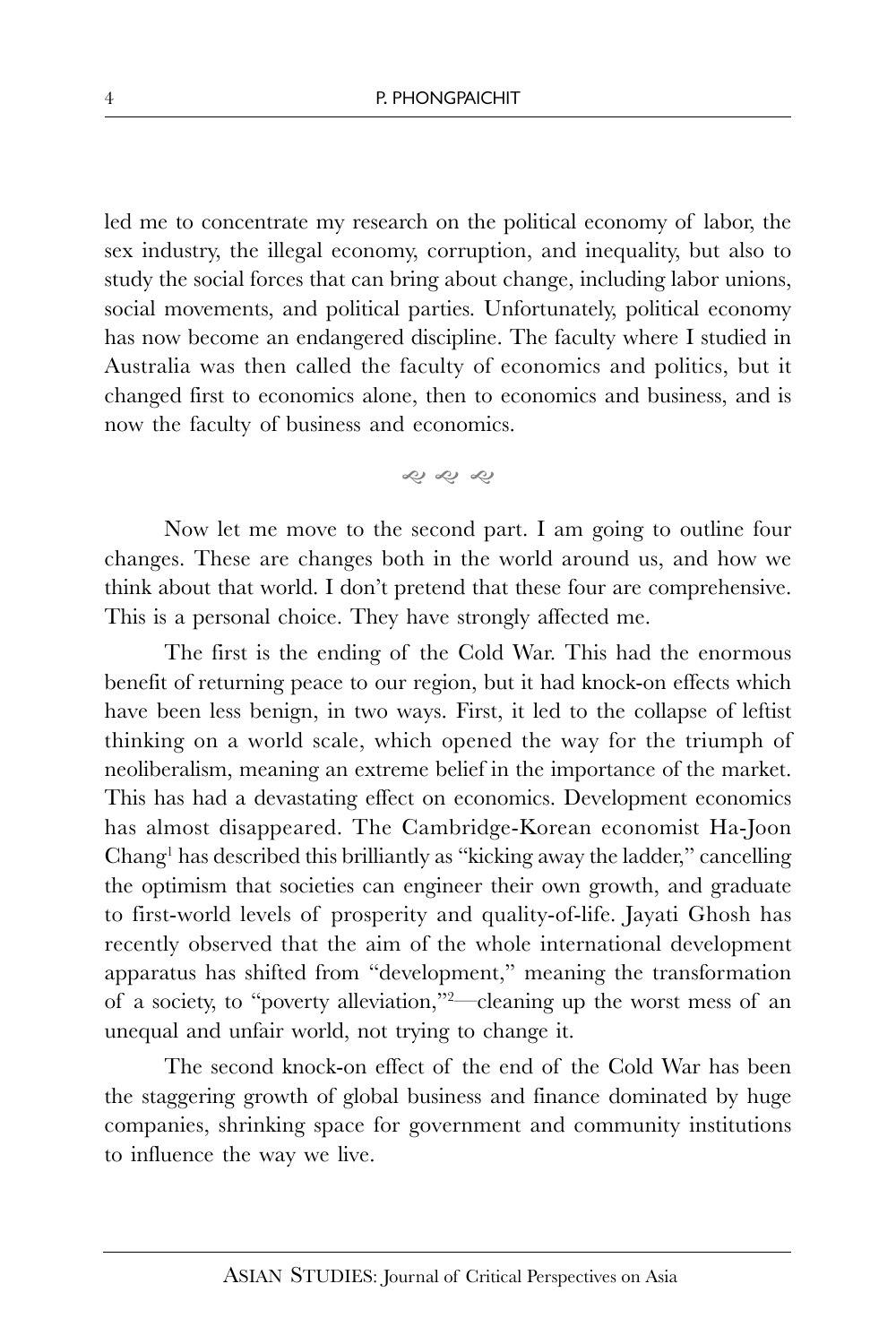led me to concentrate my research on the political economy of labor, the sex industry, the illegal economy, corruption, and inequality, but also to study the social forces that can bring about change, including labor unions, social movements, and political parties. Unfortunately, political economy has now become an endangered discipline. The faculty where I studied in Australia was then called the faculty of economics and politics, but it changed first to economics alone, then to economics and business, and is now the faculty of business and economics.

Now let me move to the second part. I am going to outline four changes. These are changes both in the world around us, and how we think about that world. I don't pretend that these four are comprehensive. This is a personal choice. They have strongly affected me.

The first is the ending of the Cold War. This had the enormous benefit of returning peace to our region, but it had knock-on effects which have been less benign, in two ways. First, it led to the collapse of leftist thinking on a world scale, which opened the way for the triumph of neoliberalism, meaning an extreme belief in the importance of the market. This has had a devastating effect on economics. Development economics has almost disappeared. The Cambridge-Korean economist Ha-Joon Chang[1] has described this brilliantly as "kicking away the ladder," cancelling the optimism that societies can engineer their own growth, and graduate to first-world levels of prosperity and quality-of-life. Jayati Ghosh has recently observed that the aim of the whole international development apparatus has shifted from "development," meaning the transformation of a society, to "poverty alleviation,"[2]—cleaning up the worst mess of an unequal and unfair world, not trying to change it.

The second knock-on effect of the end of the Cold War has been the staggering growth of global business and finance dominated by huge companies, shrinking space for government and community institutions to influence the way we live.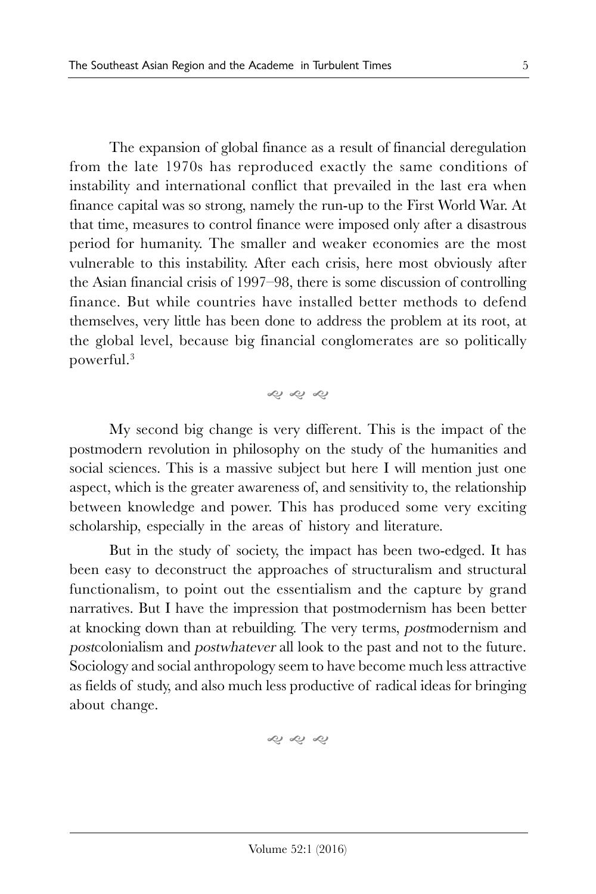The expansion of global finance as a result of financial deregulation from the late 1970s has reproduced exactly the same conditions of instability and international conflict that prevailed in the last era when finance capital was so strong, namely the run-up to the First World War. At that time, measures to control finance were imposed only after a disastrous period for humanity. The smaller and weaker economies are the most vulnerable to this instability. After each crisis, here most obviously after the Asian financial crisis of 1997–98, there is some discussion of controlling finance. But while countries have installed better methods to defend themselves, very little has been done to address the problem at its root, at the global level, because big financial conglomerates are so politically powerful.[3]

❧ ❧ ❧

My second big change is very different. This is the impact of the postmodern revolution in philosophy on the study of the humanities and social sciences. This is a massive subject but here I will mention just one aspect, which is the greater awareness of, and sensitivity to, the relationship between knowledge and power. This has produced some very exciting scholarship, especially in the areas of history and literature.

But in the study of society, the impact has been two-edged. It has been easy to deconstruct the approaches of structuralism and structural functionalism, to point out the essentialism and the capture by grand narratives. But I have the impression that postmodernism has been better at knocking down than at rebuilding. The very terms, *post*modernism and *post*colonialism and *postwhatever* all look to the past and not to the future. Sociology and social anthropology seem to have become much less attractive as fields of study, and also much less productive of radical ideas for bringing about change.

❧ ❧ ❧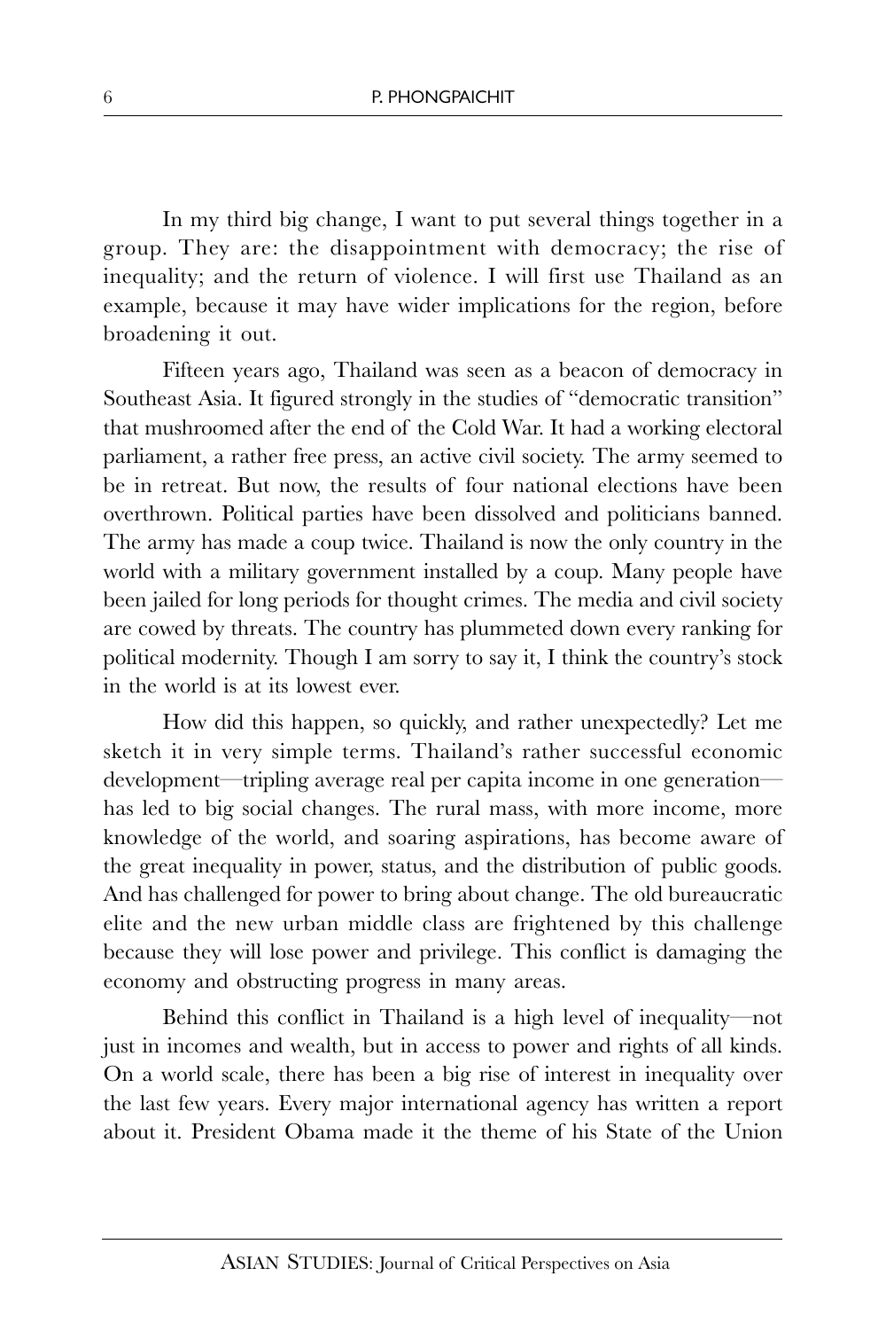In my third big change, I want to put several things together in a group. They are: the disappointment with democracy; the rise of inequality; and the return of violence. I will first use Thailand as an example, because it may have wider implications for the region, before broadening it out.

Fifteen years ago, Thailand was seen as a beacon of democracy in Southeast Asia. It figured strongly in the studies of "democratic transition" that mushroomed after the end of the Cold War. It had a working electoral parliament, a rather free press, an active civil society. The army seemed to be in retreat. But now, the results of four national elections have been overthrown. Political parties have been dissolved and politicians banned. The army has made a coup twice. Thailand is now the only country in the world with a military government installed by a coup. Many people have been jailed for long periods for thought crimes. The media and civil society are cowed by threats. The country has plummeted down every ranking for political modernity. Though I am sorry to say it, I think the country's stock in the world is at its lowest ever.

How did this happen, so quickly, and rather unexpectedly? Let me sketch it in very simple terms. Thailand's rather successful economic development—tripling average real per capita income in one generation—has led to big social changes. The rural mass, with more income, more knowledge of the world, and soaring aspirations, has become aware of the great inequality in power, status, and the distribution of public goods. And has challenged for power to bring about change. The old bureaucratic elite and the new urban middle class are frightened by this challenge because they will lose power and privilege. This conflict is damaging the economy and obstructing progress in many areas.

Behind this conflict in Thailand is a high level of inequality—not just in incomes and wealth, but in access to power and rights of all kinds. On a world scale, there has been a big rise of interest in inequality over the last few years. Every major international agency has written a report about it. President Obama made it the theme of his State of the Union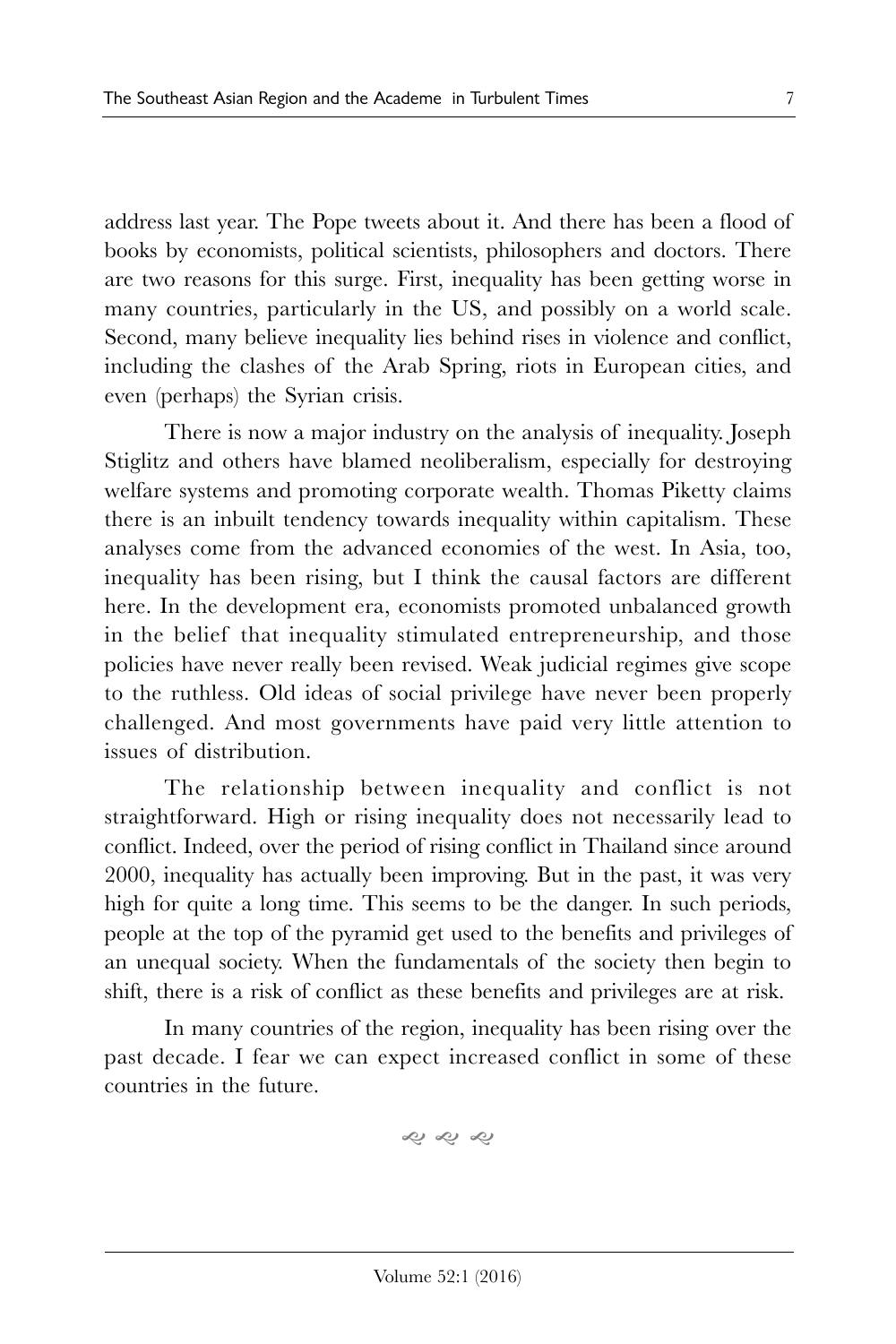address last year. The Pope tweets about it. And there has been a flood of books by economists, political scientists, philosophers and doctors. There are two reasons for this surge. First, inequality has been getting worse in many countries, particularly in the US, and possibly on a world scale. Second, many believe inequality lies behind rises in violence and conflict, including the clashes of the Arab Spring, riots in European cities, and even (perhaps) the Syrian crisis.

There is now a major industry on the analysis of inequality. Joseph Stiglitz and others have blamed neoliberalism, especially for destroying welfare systems and promoting corporate wealth. Thomas Piketty claims there is an inbuilt tendency towards inequality within capitalism. These analyses come from the advanced economies of the west. In Asia, too, inequality has been rising, but I think the causal factors are different here. In the development era, economists promoted unbalanced growth in the belief that inequality stimulated entrepreneurship, and those policies have never really been revised. Weak judicial regimes give scope to the ruthless. Old ideas of social privilege have never been properly challenged. And most governments have paid very little attention to issues of distribution.

The relationship between inequality and conflict is not straightforward. High or rising inequality does not necessarily lead to conflict. Indeed, over the period of rising conflict in Thailand since around 2000, inequality has actually been improving. But in the past, it was very high for quite a long time. This seems to be the danger. In such periods, people at the top of the pyramid get used to the benefits and privileges of an unequal society. When the fundamentals of the society then begin to shift, there is a risk of conflict as these benefits and privileges are at risk.

In many countries of the region, inequality has been rising over the past decade. I fear we can expect increased conflict in some of these countries in the future.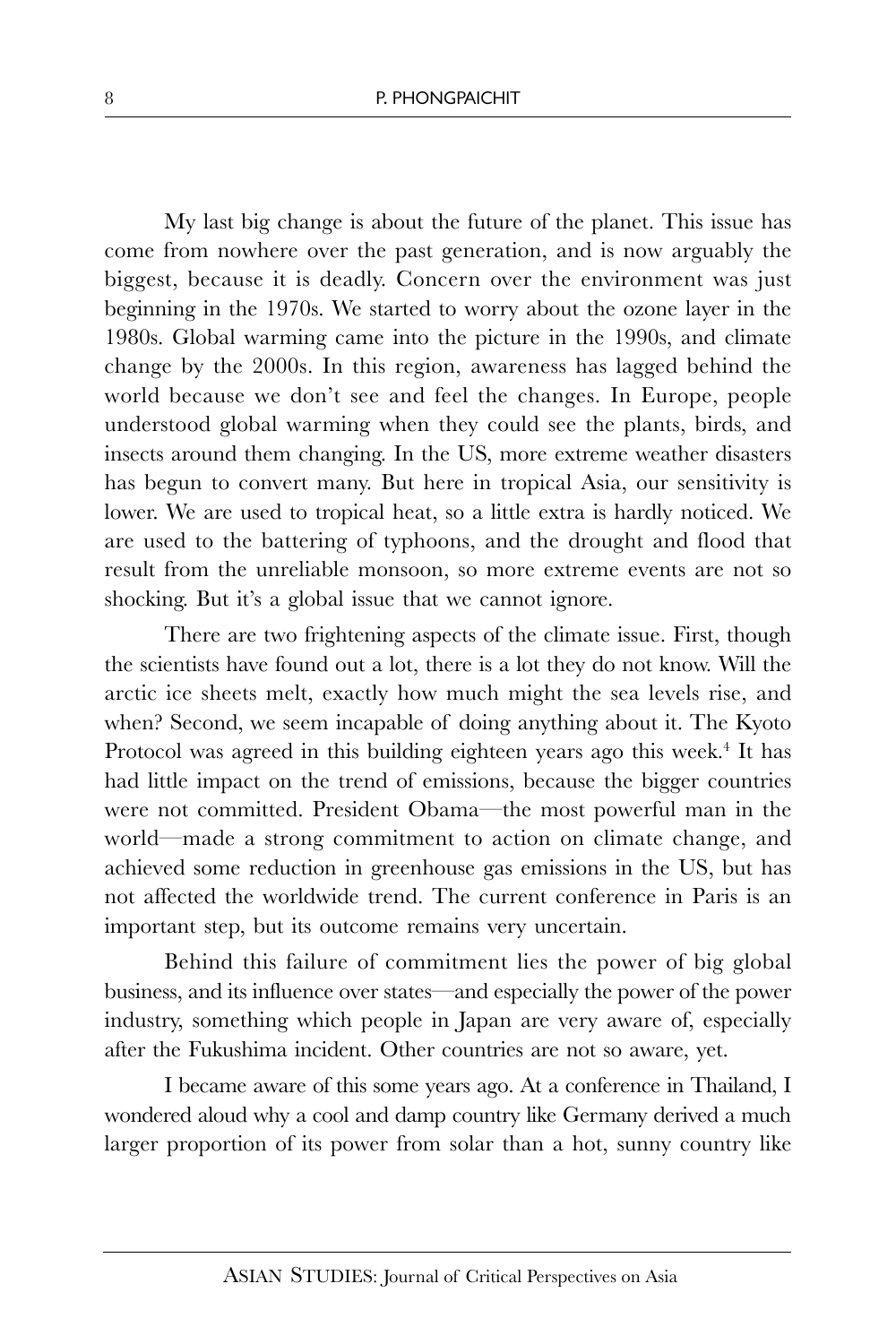My last big change is about the future of the planet. This issue has come from nowhere over the past generation, and is now arguably the biggest, because it is deadly. Concern over the environment was just beginning in the 1970s. We started to worry about the ozone layer in the 1980s. Global warming came into the picture in the 1990s, and climate change by the 2000s. In this region, awareness has lagged behind the world because we don't see and feel the changes. In Europe, people understood global warming when they could see the plants, birds, and insects around them changing. In the US, more extreme weather disasters has begun to convert many. But here in tropical Asia, our sensitivity is lower. We are used to tropical heat, so a little extra is hardly noticed. We are used to the battering of typhoons, and the drought and flood that result from the unreliable monsoon, so more extreme events are not so shocking. But it's a global issue that we cannot ignore.

There are two frightening aspects of the climate issue. First, though the scientists have found out a lot, there is a lot they do not know. Will the arctic ice sheets melt, exactly how much might the sea levels rise, and when? Second, we seem incapable of doing anything about it. The Kyoto Protocol was agreed in this building eighteen years ago this week.[4] It has had little impact on the trend of emissions, because the bigger countries were not committed. President Obama—the most powerful man in the world—made a strong commitment to action on climate change, and achieved some reduction in greenhouse gas emissions in the US, but has not affected the worldwide trend. The current conference in Paris is an important step, but its outcome remains very uncertain.

Behind this failure of commitment lies the power of big global business, and its influence over states—and especially the power of the power industry, something which people in Japan are very aware of, especially after the Fukushima incident. Other countries are not so aware, yet.

I became aware of this some years ago. At a conference in Thailand, I wondered aloud why a cool and damp country like Germany derived a much larger proportion of its power from solar than a hot, sunny country like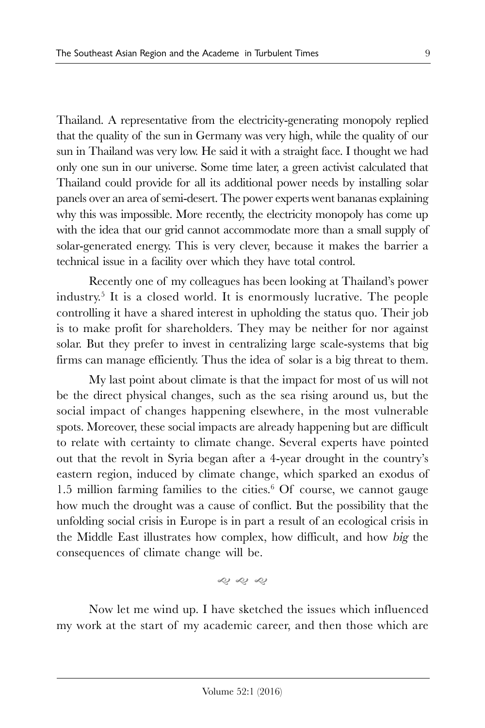Thailand. A representative from the electricity-generating monopoly replied that the quality of the sun in Germany was very high, while the quality of our sun in Thailand was very low. He said it with a straight face. I thought we had only one sun in our universe. Some time later, a green activist calculated that Thailand could provide for all its additional power needs by installing solar panels over an area of semi-desert. The power experts went bananas explaining why this was impossible. More recently, the electricity monopoly has come up with the idea that our grid cannot accommodate more than a small supply of solar-generated energy. This is very clever, because it makes the barrier a technical issue in a facility over which they have total control.

Recently one of my colleagues has been looking at Thailand's power industry.[5] It is a closed world. It is enormously lucrative. The people controlling it have a shared interest in upholding the status quo. Their job is to make profit for shareholders. They may be neither for nor against solar. But they prefer to invest in centralizing large scale-systems that big firms can manage efficiently. Thus the idea of solar is a big threat to them.

My last point about climate is that the impact for most of us will not be the direct physical changes, such as the sea rising around us, but the social impact of changes happening elsewhere, in the most vulnerable spots. Moreover, these social impacts are already happening but are difficult to relate with certainty to climate change. Several experts have pointed out that the revolt in Syria began after a 4-year drought in the country's eastern region, induced by climate change, which sparked an exodus of 1.5 million farming families to the cities.[6] Of course, we cannot gauge how much the drought was a cause of conflict. But the possibility that the unfolding social crisis in Europe is in part a result of an ecological crisis in the Middle East illustrates how complex, how difficult, and how *big* the consequences of climate change will be.

ღ ღ ღ

Now let me wind up. I have sketched the issues which influenced my work at the start of my academic career, and then those which are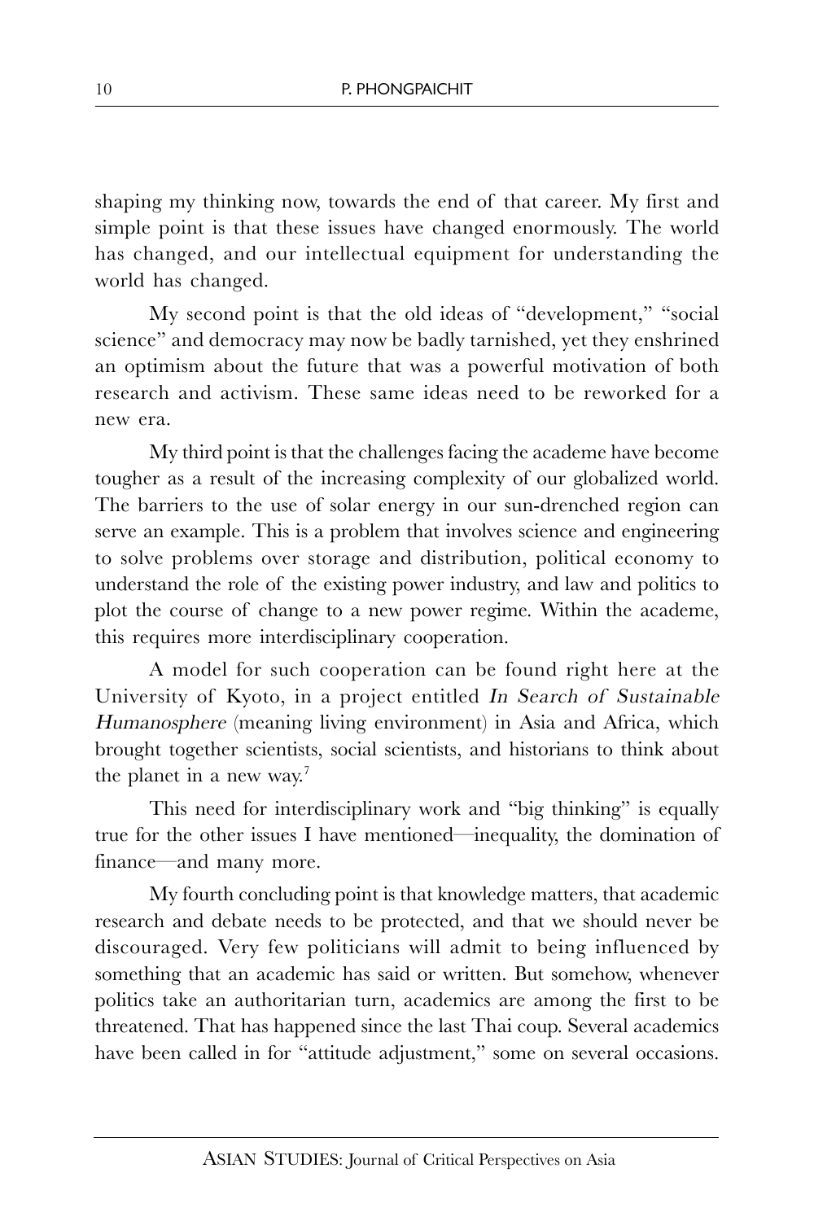shaping my thinking now, towards the end of that career. My first and simple point is that these issues have changed enormously. The world has changed, and our intellectual equipment for understanding the world has changed.

My second point is that the old ideas of "development," "social science" and democracy may now be badly tarnished, yet they enshrined an optimism about the future that was a powerful motivation of both research and activism. These same ideas need to be reworked for a new era.

My third point is that the challenges facing the academe have become tougher as a result of the increasing complexity of our globalized world. The barriers to the use of solar energy in our sun-drenched region can serve an example. This is a problem that involves science and engineering to solve problems over storage and distribution, political economy to understand the role of the existing power industry, and law and politics to plot the course of change to a new power regime. Within the academe, this requires more interdisciplinary cooperation.

A model for such cooperation can be found right here at the University of Kyoto, in a project entitled *In Search of Sustainable Humanosphere* (meaning living environment) in Asia and Africa, which brought together scientists, social scientists, and historians to think about the planet in a new way.[7]

This need for interdisciplinary work and "big thinking" is equally true for the other issues I have mentioned—inequality, the domination of finance—and many more.

My fourth concluding point is that knowledge matters, that academic research and debate needs to be protected, and that we should never be discouraged. Very few politicians will admit to being influenced by something that an academic has said or written. But somehow, whenever politics take an authoritarian turn, academics are among the first to be threatened. That has happened since the last Thai coup. Several academics have been called in for "attitude adjustment," some on several occasions.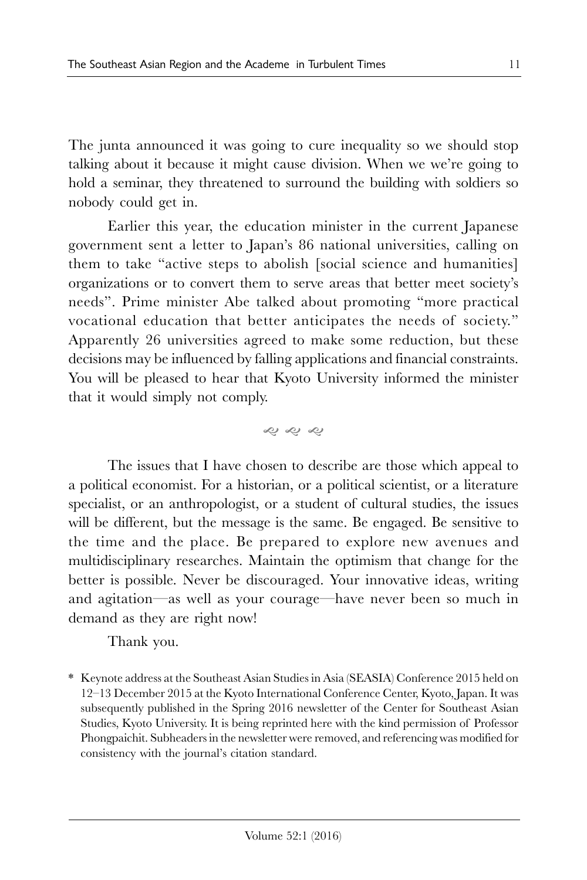The junta announced it was going to cure inequality so we should stop talking about it because it might cause division. When we we're going to hold a seminar, they threatened to surround the building with soldiers so nobody could get in.

Earlier this year, the education minister in the current Japanese government sent a letter to Japan's 86 national universities, calling on them to take "active steps to abolish [social science and humanities] organizations or to convert them to serve areas that better meet society's needs". Prime minister Abe talked about promoting "more practical vocational education that better anticipates the needs of society." Apparently 26 universities agreed to make some reduction, but these decisions may be influenced by falling applications and financial constraints. You will be pleased to hear that Kyoto University informed the minister that it would simply not comply.

---

The issues that I have chosen to describe are those which appeal to a political economist. For a historian, or a political scientist, or a literature specialist, or an anthropologist, or a student of cultural studies, the issues will be different, but the message is the same. Be engaged. Be sensitive to the time and the place. Be prepared to explore new avenues and multidisciplinary researches. Maintain the optimism that change for the better is possible. Never be discouraged. Your innovative ideas, writing and agitation—as well as your courage—have never been so much in demand as they are right now!

Thank you.

\* Keynote address at the Southeast Asian Studies in Asia (SEASIA) Conference 2015 held on 12–13 December 2015 at the Kyoto International Conference Center, Kyoto, Japan. It was subsequently published in the Spring 2016 newsletter of the Center for Southeast Asian Studies, Kyoto University. It is being reprinted here with the kind permission of Professor Phongpaichit. Subheaders in the newsletter were removed, and referencing was modified for consistency with the journal's citation standard.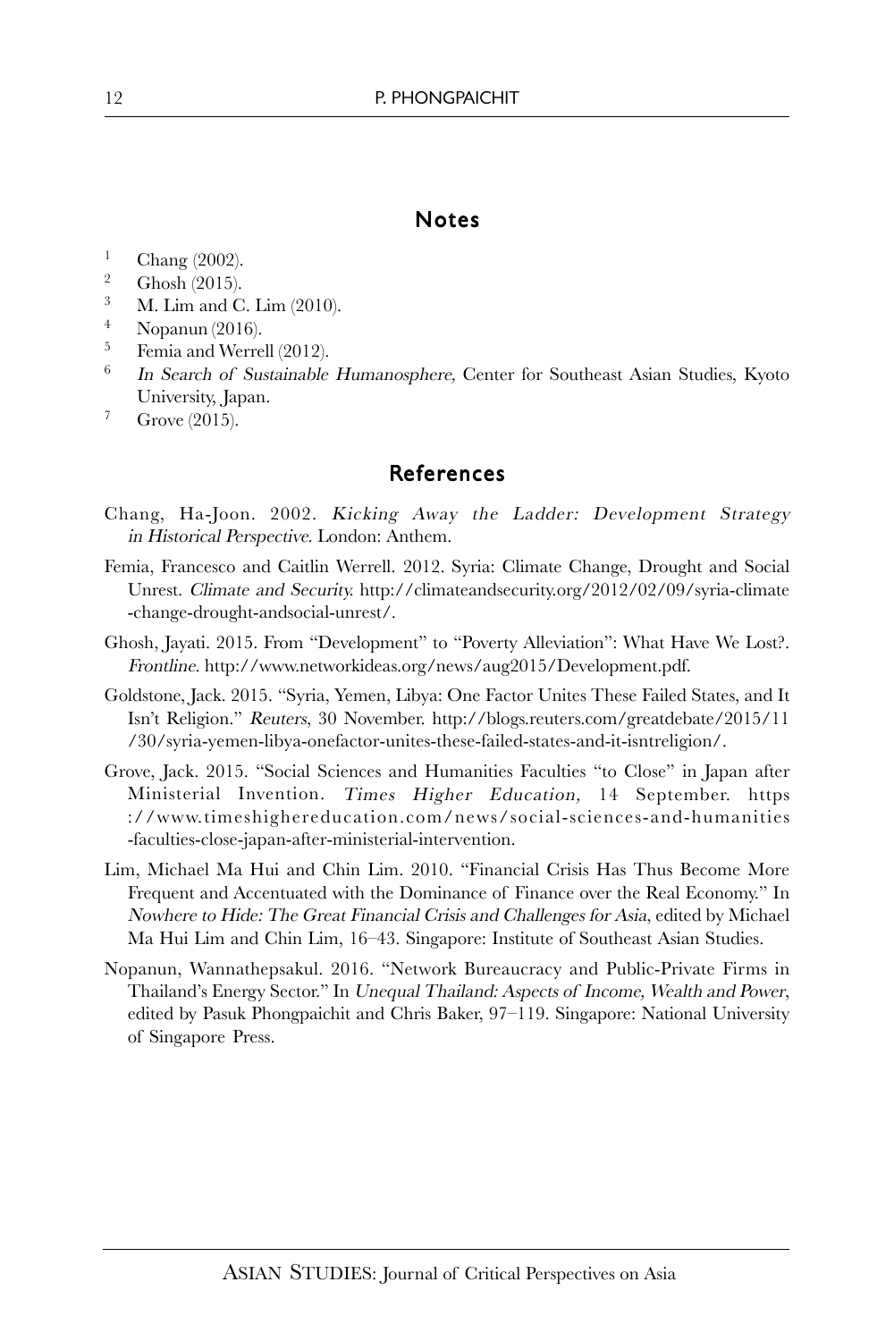## Notes

1. Chang (2002).
2. Ghosh (2015).
3. M. Lim and C. Lim (2010).
4. Nopanun (2016).
5. Femia and Werrell (2012).
6. *In Search of Sustainable Humanosphere,* Center for Southeast Asian Studies, Kyoto University, Japan.
7. Grove (2015).

## References

Chang, Ha-Joon. 2002. *Kicking Away the Ladder: Development Strategy in Historical Perspective*. London: Anthem.

Femia, Francesco and Caitlin Werrell. 2012. Syria: Climate Change, Drought and Social Unrest. *Climate and Security.* http://climateandsecurity.org/2012/02/09/syria-climate-change-drought-andsocial-unrest/.

Ghosh, Jayati. 2015. From "Development" to "Poverty Alleviation": What Have We Lost?. *Frontline*. http://www.networkideas.org/news/aug2015/Development.pdf.

Goldstone, Jack. 2015. "Syria, Yemen, Libya: One Factor Unites These Failed States, and It Isn't Religion." *Reuters*, 30 November. http://blogs.reuters.com/greatdebate/2015/11/30/syria-yemen-libya-onefactor-unites-these-failed-states-and-it-isntreligion/.

Grove, Jack. 2015. "Social Sciences and Humanities Faculties "to Close" in Japan after Ministerial Invention. *Times Higher Education,* 14 September. https://www.timeshighereducation.com/news/social-sciences-and-humanities-faculties-close-japan-after-ministerial-intervention.

Lim, Michael Ma Hui and Chin Lim. 2010. "Financial Crisis Has Thus Become More Frequent and Accentuated with the Dominance of Finance over the Real Economy." In *Nowhere to Hide: The Great Financial Crisis and Challenges for Asia*, edited by Michael Ma Hui Lim and Chin Lim, 16–43. Singapore: Institute of Southeast Asian Studies.

Nopanun, Wannathepsakul. 2016. "Network Bureaucracy and Public-Private Firms in Thailand's Energy Sector." In *Unequal Thailand: Aspects of Income, Wealth and Power*, edited by Pasuk Phongpaichit and Chris Baker, 97–119. Singapore: National University of Singapore Press.